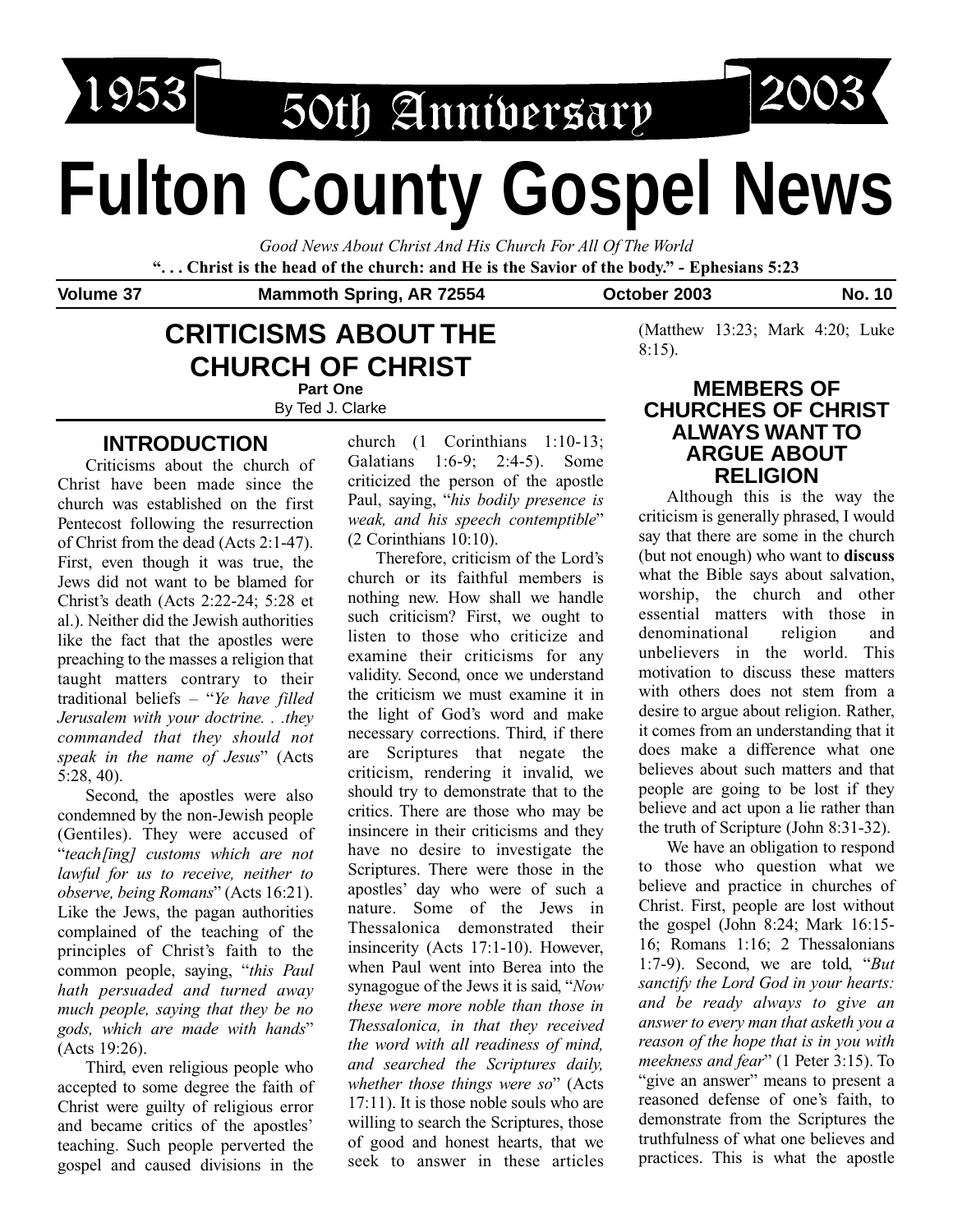1953 50th Anniversary 2003

# Fulton County Gospel News

*Good News About Christ And His Church For All Of The World*

**". . . Christ is the head of the church: and He is the Savior of the body." - Ephesians 5:23**

**Volume 37 — Mammoth Spring, AR 72554 — October 2003 — No. 10**

## CRITICISMS ABOUT THE CHURCH OF CHRIST

**Part One**

By Ted J. Clarke

### INTRODUCTION

Criticisms about the church of Christ have been made since the church was established on the first Pentecost following the resurrection of Christ from the dead (Acts 2:1-47). First, even though it was true, the Jews did not want to be blamed for Christ's death (Acts 2:22-24; 5:28 et al.). Neither did the Jewish authorities like the fact that the apostles were preaching to the masses a religion that taught matters contrary to their traditional beliefs – "*Ye have filled Jerusalem with your doctrine. . .they commanded that they should not speak in the name of Jesus*" (Acts 5:28, 40).

Second, the apostles were also condemned by the non-Jewish people (Gentiles). They were accused of "*teach[ing] customs which are not lawful for us to receive, neither to observe, being Romans*" (Acts 16:21). Like the Jews, the pagan authorities complained of the teaching of the principles of Christ's faith to the common people, saying, "*this Paul hath persuaded and turned away much people, saying that they be no gods, which are made with hands*" (Acts 19:26).

Third, even religious people who accepted to some degree the faith of Christ were guilty of religious error and became critics of the apostles' teaching. Such people perverted the gospel and caused divisions in the church (1 Corinthians 1:10-13; Galatians 1:6-9; 2:4-5). Some criticized the person of the apostle Paul, saying, "*his bodily presence is weak, and his speech contemptible*" (2 Corinthians 10:10).

Therefore, criticism of the Lord's church or its faithful members is nothing new. How shall we handle such criticism? First, we ought to listen to those who criticize and examine their criticisms for any validity. Second, once we understand the criticism we must examine it in the light of God's word and make necessary corrections. Third, if there are Scriptures that negate the criticism, rendering it invalid, we should try to demonstrate that to the critics. There are those who may be insincere in their criticisms and they have no desire to investigate the Scriptures. There were those in the apostles' day who were of such a nature. Some of the Jews in Thessalonica demonstrated their insincerity (Acts 17:1-10). However, when Paul went into Berea into the synagogue of the Jews it is said, "*Now these were more noble than those in Thessalonica, in that they received the word with all readiness of mind, and searched the Scriptures daily, whether those things were so*" (Acts 17:11). It is those noble souls who are willing to search the Scriptures, those of good and honest hearts, that we seek to answer in these articles (Matthew 13:23; Mark 4:20; Luke 8:15).

### MEMBERS OF CHURCHES OF CHRIST ALWAYS WANT TO ARGUE ABOUT RELIGION

Although this is the way the criticism is generally phrased, I would say that there are some in the church (but not enough) who want to **discuss** what the Bible says about salvation, worship, the church and other essential matters with those in denominational religion and unbelievers in the world. This motivation to discuss these matters with others does not stem from a desire to argue about religion. Rather, it comes from an understanding that it does make a difference what one believes about such matters and that people are going to be lost if they believe and act upon a lie rather than the truth of Scripture (John 8:31-32).

We have an obligation to respond to those who question what we believe and practice in churches of Christ. First, people are lost without the gospel (John 8:24; Mark 16:15-16; Romans 1:16; 2 Thessalonians 1:7-9). Second, we are told, "*But sanctify the Lord God in your hearts: and be ready always to give an answer to every man that asketh you a reason of the hope that is in you with meekness and fear*" (1 Peter 3:15). To "give an answer" means to present a reasoned defense of one's faith, to demonstrate from the Scriptures the truthfulness of what one believes and practices. This is what the apostle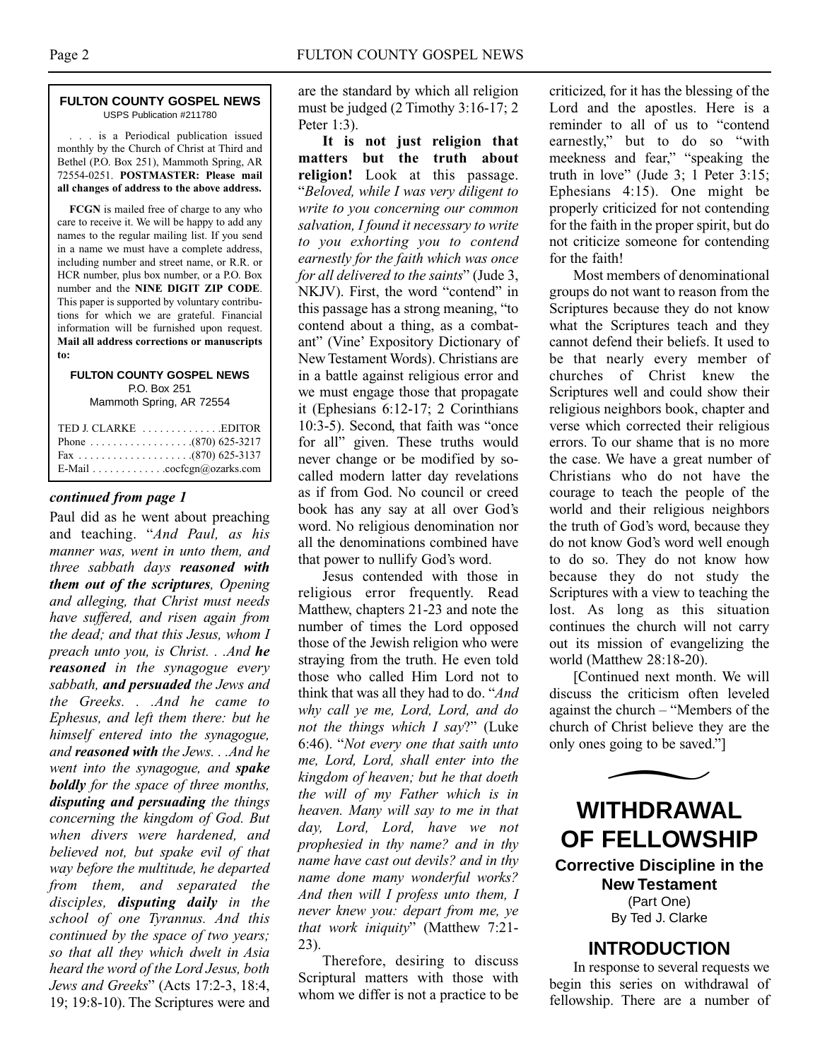**FULTON COUNTY GOSPEL NEWS**
USPS Publication #211780

. . . is a Periodical publication issued monthly by the Church of Christ at Third and Bethel (P.O. Box 251), Mammoth Spring, AR 72554-0251. **POSTMASTER: Please mail all changes of address to the above address.**

**FCGN** is mailed free of charge to any who care to receive it. We will be happy to add any names to the regular mailing list. If you send in a name we must have a complete address, including number and street name, or R.R. or HCR number, plus box number, or a P.O. Box number and the **NINE DIGIT ZIP CODE**. This paper is supported by voluntary contributions for which we are grateful. Financial information will be furnished upon request. **Mail all address corrections or manuscripts to:**

**FULTON COUNTY GOSPEL NEWS**
P.O. Box 251
Mammoth Spring, AR 72554

TED J. CLARKE . . . . . . . . . . . . . .EDITOR
Phone . . . . . . . . . . . . . . . . . .(870) 625-3217
Fax . . . . . . . . . . . . . . . . . . . .(870) 625-3137
E-Mail . . . . . . . . . . . . .cocfcgn@ozarks.com

***continued from page 1***

Paul did as he went about preaching and teaching. "*And Paul, as his manner was, went in unto them, and three sabbath days **reasoned with them out of the scriptures**, Opening and alleging, that Christ must needs have suffered, and risen again from the dead; and that this Jesus, whom I preach unto you, is Christ. . .And **he reasoned** in the synagogue every sabbath, **and persuaded** the Jews and the Greeks. . .And he came to Ephesus, and left them there: but he himself entered into the synagogue, and **reasoned with** the Jews. . .And he went into the synagogue, and **spake boldly** for the space of three months, **disputing and persuading** the things concerning the kingdom of God. But when divers were hardened, and believed not, but spake evil of that way before the multitude, he departed from them, and separated the disciples, **disputing daily** in the school of one Tyrannus. And this continued by the space of two years; so that all they which dwelt in Asia heard the word of the Lord Jesus, both Jews and Greeks*" (Acts 17:2-3, 18:4, 19; 19:8-10). The Scriptures were and are the standard by which all religion must be judged (2 Timothy 3:16-17; 2 Peter 1:3).

**It is not just religion that matters but the truth about religion!** Look at this passage. "*Beloved, while I was very diligent to write to you concerning our common salvation, I found it necessary to write to you exhorting you to contend earnestly for the faith which was once for all delivered to the saints*" (Jude 3, NKJV). First, the word "contend" in this passage has a strong meaning, "to contend about a thing, as a combatant" (Vine' Expository Dictionary of New Testament Words). Christians are in a battle against religious error and we must engage those that propagate it (Ephesians 6:12-17; 2 Corinthians 10:3-5). Second, that faith was "once for all" given. These truths would never change or be modified by so-called modern latter day revelations as if from God. No council or creed book has any say at all over God's word. No religious denomination nor all the denominations combined have that power to nullify God's word.

Jesus contended with those in religious error frequently. Read Matthew, chapters 21-23 and note the number of times the Lord opposed those of the Jewish religion who were straying from the truth. He even told those who called Him Lord not to think that was all they had to do. "*And why call ye me, Lord, Lord, and do not the things which I say*?" (Luke 6:46). "*Not every one that saith unto me, Lord, Lord, shall enter into the kingdom of heaven; but he that doeth the will of my Father which is in heaven. Many will say to me in that day, Lord, Lord, have we not prophesied in thy name? and in thy name have cast out devils? and in thy name done many wonderful works? And then will I profess unto them, I never knew you: depart from me, ye that work iniquity*" (Matthew 7:21-23).

Therefore, desiring to discuss Scriptural matters with those with whom we differ is not a practice to be criticized, for it has the blessing of the Lord and the apostles. Here is a reminder to all of us to "contend earnestly," but to do so "with meekness and fear," "speaking the truth in love" (Jude 3; 1 Peter 3:15; Ephesians 4:15). One might be properly criticized for not contending for the faith in the proper spirit, but do not criticize someone for contending for the faith!

Most members of denominational groups do not want to reason from the Scriptures because they do not know what the Scriptures teach and they cannot defend their beliefs. It used to be that nearly every member of churches of Christ knew the Scriptures well and could show their religious neighbors book, chapter and verse which corrected their religious errors. To our shame that is no more the case. We have a great number of Christians who do not have the courage to teach the people of the world and their religious neighbors the truth of God's word, because they do not know God's word well enough to do so. They do not know how because they do not study the Scriptures with a view to teaching the lost. As long as this situation continues the church will not carry out its mission of evangelizing the world (Matthew 28:18-20).

[Continued next month. We will discuss the criticism often leveled against the church – "Members of the church of Christ believe they are the only ones going to be saved."]

# WITHDRAWAL OF FELLOWSHIP

**Corrective Discipline in the New Testament**
(Part One)
By Ted J. Clarke

## INTRODUCTION

In response to several requests we begin this series on withdrawal of fellowship. There are a number of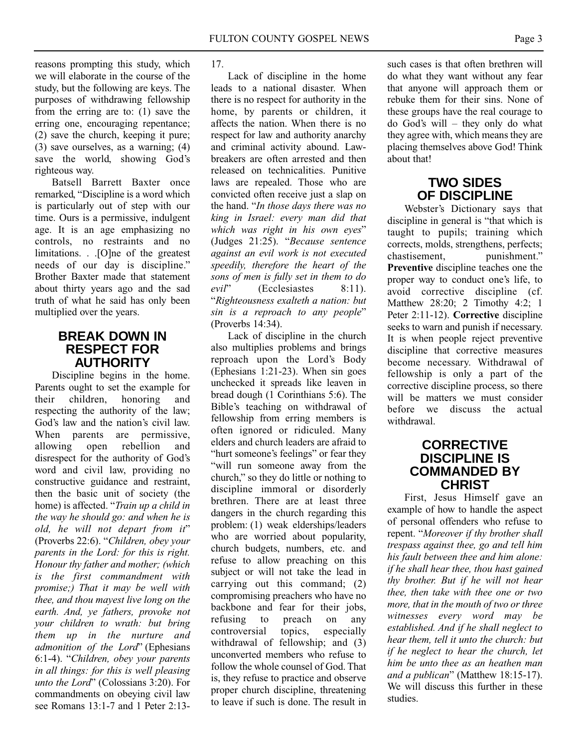reasons prompting this study, which we will elaborate in the course of the study, but the following are keys. The purposes of withdrawing fellowship from the erring are to: (1) save the erring one, encouraging repentance; (2) save the church, keeping it pure; (3) save ourselves, as a warning; (4) save the world, showing God's righteous way.

Batsell Barrett Baxter once remarked, "Discipline is a word which is particularly out of step with our time. Ours is a permissive, indulgent age. It is an age emphasizing no controls, no restraints and no limitations. . .[O]ne of the greatest needs of our day is discipline." Brother Baxter made that statement about thirty years ago and the sad truth of what he said has only been multiplied over the years.

## BREAK DOWN IN RESPECT FOR AUTHORITY

Discipline begins in the home. Parents ought to set the example for their children, honoring and respecting the authority of the law; God's law and the nation's civil law. When parents are permissive, allowing open rebellion and disrespect for the authority of God's word and civil law, providing no constructive guidance and restraint, then the basic unit of society (the home) is affected. "*Train up a child in the way he should go: and when he is old, he will not depart from it*" (Proverbs 22:6). "*Children, obey your parents in the Lord: for this is right. Honour thy father and mother; (which is the first commandment with promise;) That it may be well with thee, and thou mayest live long on the earth. And, ye fathers, provoke not your children to wrath: but bring them up in the nurture and admonition of the Lord*" (Ephesians 6:1-4). "*Children, obey your parents in all things: for this is well pleasing unto the Lord*" (Colossians 3:20). For commandments on obeying civil law see Romans 13:1-7 and 1 Peter 2:13-17.

Lack of discipline in the home leads to a national disaster. When there is no respect for authority in the home, by parents or children, it affects the nation. When there is no respect for law and authority anarchy and criminal activity abound. Law-breakers are often arrested and then released on technicalities. Punitive laws are repealed. Those who are convicted often receive just a slap on the hand. "*In those days there was no king in Israel: every man did that which was right in his own eyes*" (Judges 21:25). "*Because sentence against an evil work is not executed speedily, therefore the heart of the sons of men is fully set in them to do evil*" (Ecclesiastes 8:11). "*Righteousness exalteth a nation: but sin is a reproach to any people*" (Proverbs 14:34).

Lack of discipline in the church also multiplies problems and brings reproach upon the Lord's Body (Ephesians 1:21-23). When sin goes unchecked it spreads like leaven in bread dough (1 Corinthians 5:6). The Bible's teaching on withdrawal of fellowship from erring members is often ignored or ridiculed. Many elders and church leaders are afraid to "hurt someone's feelings" or fear they "will run someone away from the church," so they do little or nothing to discipline immoral or disorderly brethren. There are at least three dangers in the church regarding this problem: (1) weak elderships/leaders who are worried about popularity, church budgets, numbers, etc. and refuse to allow preaching on this subject or will not take the lead in carrying out this command; (2) compromising preachers who have no backbone and fear for their jobs, refusing to preach on any controversial topics, especially withdrawal of fellowship; and (3) unconverted members who refuse to follow the whole counsel of God. That is, they refuse to practice and observe proper church discipline, threatening to leave if such is done. The result in such cases is that often brethren will do what they want without any fear that anyone will approach them or rebuke them for their sins. None of these groups have the real courage to do God's will – they only do what they agree with, which means they are placing themselves above God! Think about that!

## TWO SIDES OF DISCIPLINE

Webster's Dictionary says that discipline in general is "that which is taught to pupils; training which corrects, molds, strengthens, perfects; chastisement, punishment." **Preventive** discipline teaches one the proper way to conduct one's life, to avoid corrective discipline (cf. Matthew 28:20; 2 Timothy 4:2; 1 Peter 2:11-12). **Corrective** discipline seeks to warn and punish if necessary. It is when people reject preventive discipline that corrective measures become necessary. Withdrawal of fellowship is only a part of the corrective discipline process, so there will be matters we must consider before we discuss the actual withdrawal.

## CORRECTIVE DISCIPLINE IS COMMANDED BY CHRIST

First, Jesus Himself gave an example of how to handle the aspect of personal offenders who refuse to repent. "*Moreover if thy brother shall trespass against thee, go and tell him his fault between thee and him alone: if he shall hear thee, thou hast gained thy brother. But if he will not hear thee, then take with thee one or two more, that in the mouth of two or three witnesses every word may be established. And if he shall neglect to hear them, tell it unto the church: but if he neglect to hear the church, let him be unto thee as an heathen man and a publican*" (Matthew 18:15-17). We will discuss this further in these studies.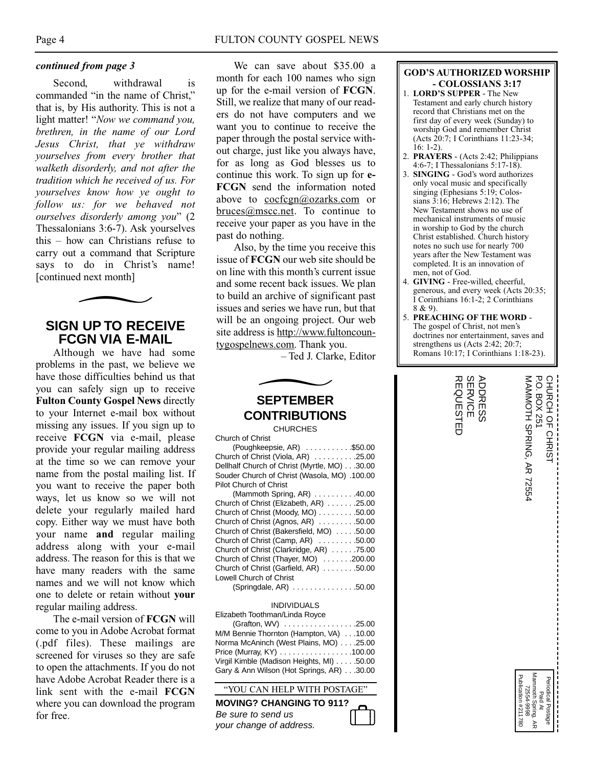*continued from page 3*

Second, withdrawal is commanded "in the name of Christ," that is, by His authority. This is not a light matter! "*Now we command you, brethren, in the name of our Lord Jesus Christ, that ye withdraw yourselves from every brother that walketh disorderly, and not after the tradition which he received of us. For yourselves know how ye ought to follow us: for we behaved not ourselves disorderly among you*" (2 Thessalonians 3:6-7). Ask yourselves this – how can Christians refuse to carry out a command that Scripture says to do in Christ's name! [continued next month]

## SIGN UP TO RECEIVE FCGN VIA E-MAIL

Although we have had some problems in the past, we believe we have those difficulties behind us that you can safely sign up to receive **Fulton County Gospel News** directly to your Internet e-mail box without missing any issues. If you sign up to receive **FCGN** via e-mail, please provide your regular mailing address at the time so we can remove your name from the postal mailing list. If you want to receive the paper both ways, let us know so we will not delete your regularly mailed hard copy. Either way we must have both your name **and** regular mailing address along with your e-mail address. The reason for this is that we have many readers with the same names and we will not know which one to delete or retain without **your** regular mailing address.

The e-mail version of **FCGN** will come to you in Adobe Acrobat format (.pdf files). These mailings are screened for viruses so they are safe to open the attachments. If you do not have Adobe Acrobat Reader there is a link sent with the e-mail **FCGN** where you can download the program for free.

We can save about $35.00 a month for each 100 names who sign up for the e-mail version of **FCGN**. Still, we realize that many of our readers do not have computers and we want you to continue to receive the paper through the postal service without charge, just like you always have, for as long as God blesses us to continue this work. To sign up for **e-FCGN** send the information noted above to cocfcgn@ozarks.com or bruces@mscc.net. To continue to receive your paper as you have in the past do nothing.

Also, by the time you receive this issue of **FCGN** our web site should be on line with this month's current issue and some recent back issues. We plan to build an archive of significant past issues and series we have run, but that will be an ongoing project. Our web site address is http://www.fultoncountygospelnews.com. Thank you.

– Ted J. Clarke, Editor

## SEPTEMBER CONTRIBUTIONS

CHURCHES

| | |
|---|---|
| Church of Christ (Poughkeepsie, AR) | $50.00 |
| Church of Christ (Viola, AR) | 25.00 |
| Dellhalf Church of Christ (Myrtle, MO) | 30.00 |
| Souder Church of Christ (Wasola, MO) | 100.00 |
| Pilot Church of Christ (Mammoth Spring, AR) | 40.00 |
| Church of Christ (Elizabeth, AR) | 25.00 |
| Church of Christ (Moody, MO) | 50.00 |
| Church of Christ (Agnos, AR) | 50.00 |
| Church of Christ (Bakersfield, MO) | 50.00 |
| Church of Christ (Camp, AR) | 50.00 |
| Church of Christ (Clarkridge, AR) | 75.00 |
| Church of Christ (Thayer, MO) | 200.00 |
| Church of Christ (Garfield, AR) | 50.00 |
| Lowell Church of Christ (Springdale, AR) | 50.00 |

INDIVIDUALS

| | |
|---|---|
| Elizabeth Toothman/Linda Royce (Grafton, WV) | 25.00 |
| M/M Bennie Thornton (Hampton, VA) | 10.00 |
| Norma McAninch (West Plains, MO) | 25.00 |
| Price (Murray, KY) | 100.00 |
| Virgil Kimble (Madison Heights, MI) | 50.00 |
| Gary & Ann Wilson (Hot Springs, AR) | 30.00 |

"YOU CAN HELP WITH POSTAGE"

**MOVING? CHANGING TO 911?**
*Be sure to send us your change of address.*

**GOD'S AUTHORIZED WORSHIP - COLOSSIANS 3:17**

1. **LORD'S SUPPER** - The New Testament and early church history record that Christians met on the first day of every week (Sunday) to worship God and remember Christ (Acts 20:7; I Corinthians 11:23-34; 16: 1-2).
2. **PRAYERS** - (Acts 2:42; Philippians 4:6-7; I Thessalonians 5:17-18).
3. **SINGING** - God's word authorizes only vocal music and specifically singing (Ephesians 5:19; Colossians 3:16; Hebrews 2:12). The New Testament shows no use of mechanical instruments of music in worship to God by the church Christ established. Church history notes no such use for nearly 700 years after the New Testament was completed. It is an innovation of men, not of God.
4. **GIVING** - Free-willed, cheerful, generous, and every week (Acts 20:35; I Corinthians 16:1-2; 2 Corinthians 8 & 9).
5. **PREACHING OF THE WORD** - The gospel of Christ, not men's doctrines nor entertainment, saves and strengthens us (Acts 2:42; 20:7; Romans 10:17; I Corinthians 1:18-23).

CHURCH OF CHRIST
P.O. BOX 251
MAMMOTH SPRING, AR 72554

ADDRESS SERVICE REQUESTED

Periodical Postage Paid At Mammoth Spring, AR 72554-9998 Publication #211780